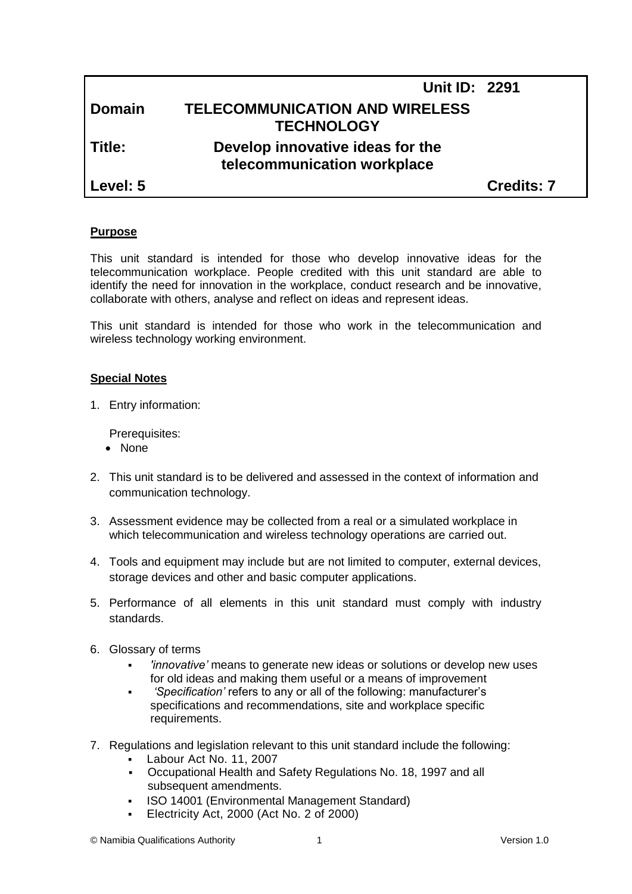| | Unit ID: 2291 |
|---|---|
| **Domain** | **TELECOMMUNICATION AND WIRELESS TECHNOLOGY** |
| **Title:** | **Develop innovative ideas for the telecommunication workplace** |
| **Level: 5** | **Credits: 7** |

## Purpose

This unit standard is intended for those who develop innovative ideas for the telecommunication workplace. People credited with this unit standard are able to identify the need for innovation in the workplace, conduct research and be innovative, collaborate with others, analyse and reflect on ideas and represent ideas.

This unit standard is intended for those who work in the telecommunication and wireless technology working environment.

## Special Notes

1. Entry information:

   Prerequisites:
   - None

2. This unit standard is to be delivered and assessed in the context of information and communication technology.

3. Assessment evidence may be collected from a real or a simulated workplace in which telecommunication and wireless technology operations are carried out.

4. Tools and equipment may include but are not limited to computer, external devices, storage devices and other and basic computer applications.

5. Performance of all elements in this unit standard must comply with industry standards.

6. Glossary of terms
   - *'innovative'* means to generate new ideas or solutions or develop new uses for old ideas and making them useful or a means of improvement
   - *'Specification'* refers to any or all of the following: manufacturer's specifications and recommendations, site and workplace specific requirements.

7. Regulations and legislation relevant to this unit standard include the following:
   - Labour Act No. 11, 2007
   - Occupational Health and Safety Regulations No. 18, 1997 and all subsequent amendments.
   - ISO 14001 (Environmental Management Standard)
   - Electricity Act, 2000 (Act No. 2 of 2000)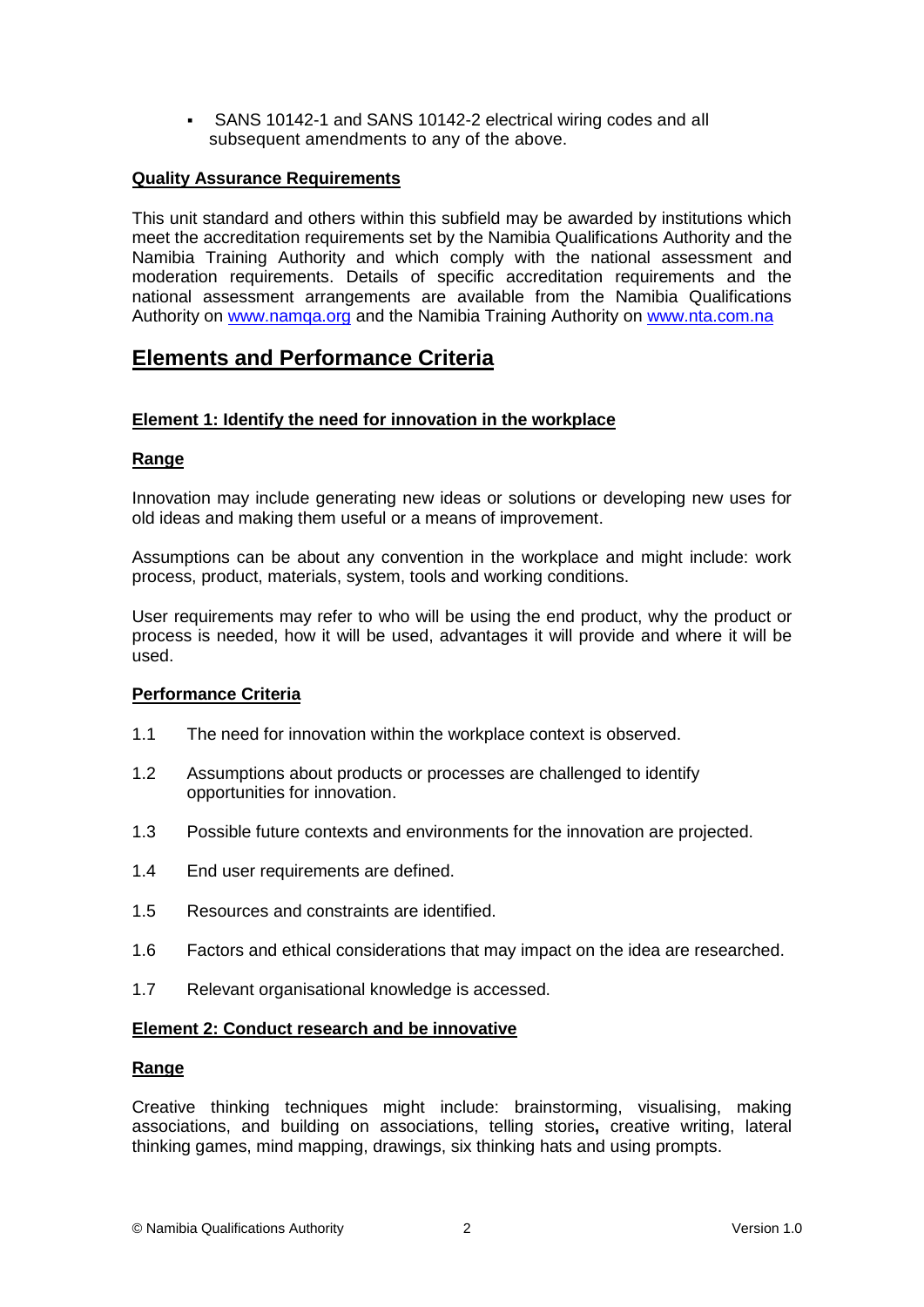- SANS 10142-1 and SANS 10142-2 electrical wiring codes and all subsequent amendments to any of the above.

**Quality Assurance Requirements**

This unit standard and others within this subfield may be awarded by institutions which meet the accreditation requirements set by the Namibia Qualifications Authority and the Namibia Training Authority and which comply with the national assessment and moderation requirements. Details of specific accreditation requirements and the national assessment arrangements are available from the Namibia Qualifications Authority on www.namqa.org and the Namibia Training Authority on www.nta.com.na

# Elements and Performance Criteria

**Element 1: Identify the need for innovation in the workplace**

**Range**

Innovation may include generating new ideas or solutions or developing new uses for old ideas and making them useful or a means of improvement.

Assumptions can be about any convention in the workplace and might include: work process, product, materials, system, tools and working conditions.

User requirements may refer to who will be using the end product, why the product or process is needed, how it will be used, advantages it will provide and where it will be used.

**Performance Criteria**

1.1 The need for innovation within the workplace context is observed.

1.2 Assumptions about products or processes are challenged to identify opportunities for innovation.

1.3 Possible future contexts and environments for the innovation are projected.

1.4 End user requirements are defined.

1.5 Resources and constraints are identified.

1.6 Factors and ethical considerations that may impact on the idea are researched.

1.7 Relevant organisational knowledge is accessed.

**Element 2: Conduct research and be innovative**

**Range**

Creative thinking techniques might include: brainstorming, visualising, making associations, and building on associations, telling stories**,** creative writing, lateral thinking games, mind mapping, drawings, six thinking hats and using prompts.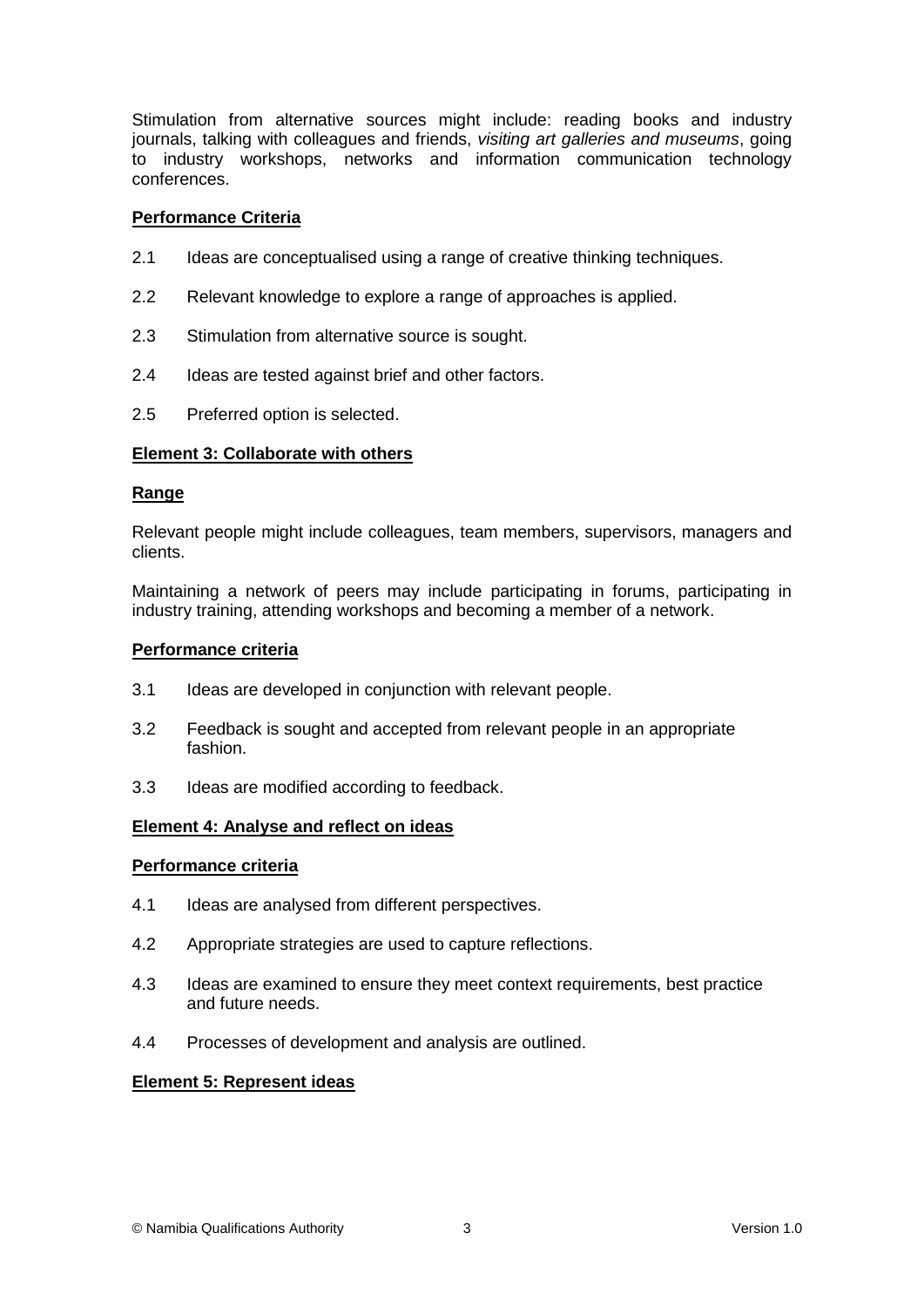Stimulation from alternative sources might include: reading books and industry journals, talking with colleagues and friends, *visiting art galleries and museums*, going to industry workshops, networks and information communication technology conferences.

**Performance Criteria**

2.1 Ideas are conceptualised using a range of creative thinking techniques.

2.2 Relevant knowledge to explore a range of approaches is applied.

2.3 Stimulation from alternative source is sought.

2.4 Ideas are tested against brief and other factors.

2.5 Preferred option is selected.

## Element 3: Collaborate with others

**Range**

Relevant people might include colleagues, team members, supervisors, managers and clients.

Maintaining a network of peers may include participating in forums, participating in industry training, attending workshops and becoming a member of a network.

**Performance criteria**

3.1 Ideas are developed in conjunction with relevant people.

3.2 Feedback is sought and accepted from relevant people in an appropriate fashion.

3.3 Ideas are modified according to feedback.

## Element 4: Analyse and reflect on ideas

**Performance criteria**

4.1 Ideas are analysed from different perspectives.

4.2 Appropriate strategies are used to capture reflections.

4.3 Ideas are examined to ensure they meet context requirements, best practice and future needs.

4.4 Processes of development and analysis are outlined.

## Element 5: Represent ideas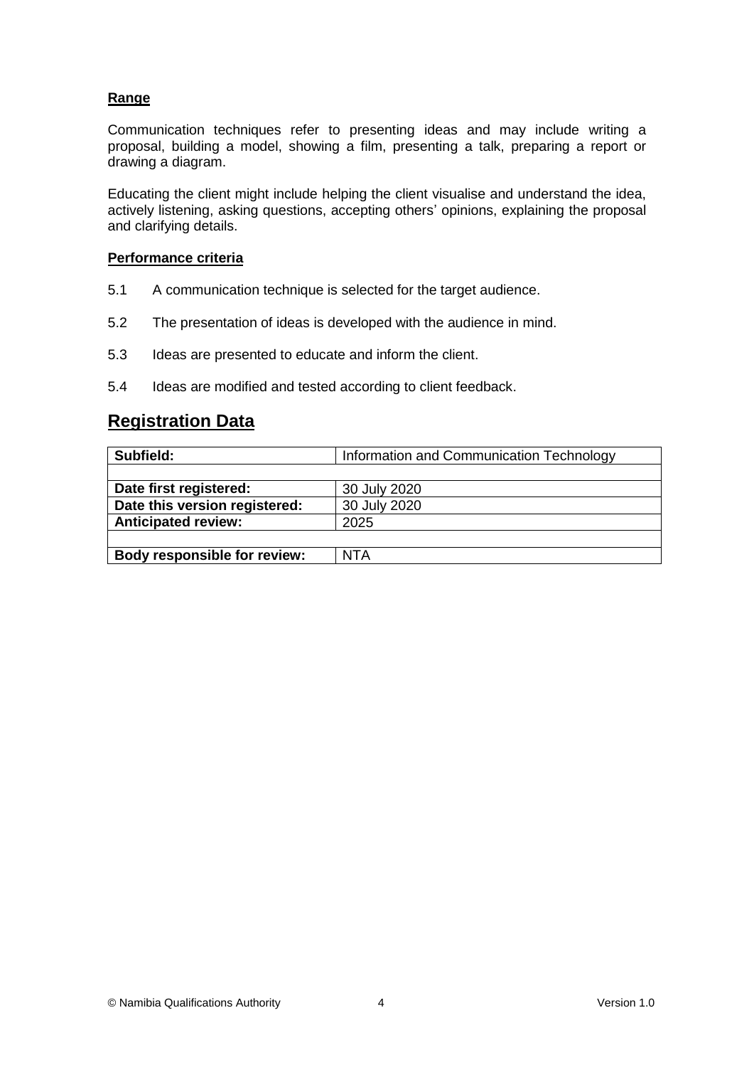**Range**

Communication techniques refer to presenting ideas and may include writing a proposal, building a model, showing a film, presenting a talk, preparing a report or drawing a diagram.

Educating the client might include helping the client visualise and understand the idea, actively listening, asking questions, accepting others' opinions, explaining the proposal and clarifying details.

**Performance criteria**

5.1 A communication technique is selected for the target audience.

5.2 The presentation of ideas is developed with the audience in mind.

5.3 Ideas are presented to educate and inform the client.

5.4 Ideas are modified and tested according to client feedback.

## Registration Data

| | |
|---|---|
| **Subfield:** | Information and Communication Technology |
| | |
| **Date first registered:** | 30 July 2020 |
| **Date this version registered:** | 30 July 2020 |
| **Anticipated review:** | 2025 |
| | |
| **Body responsible for review:** | NTA |